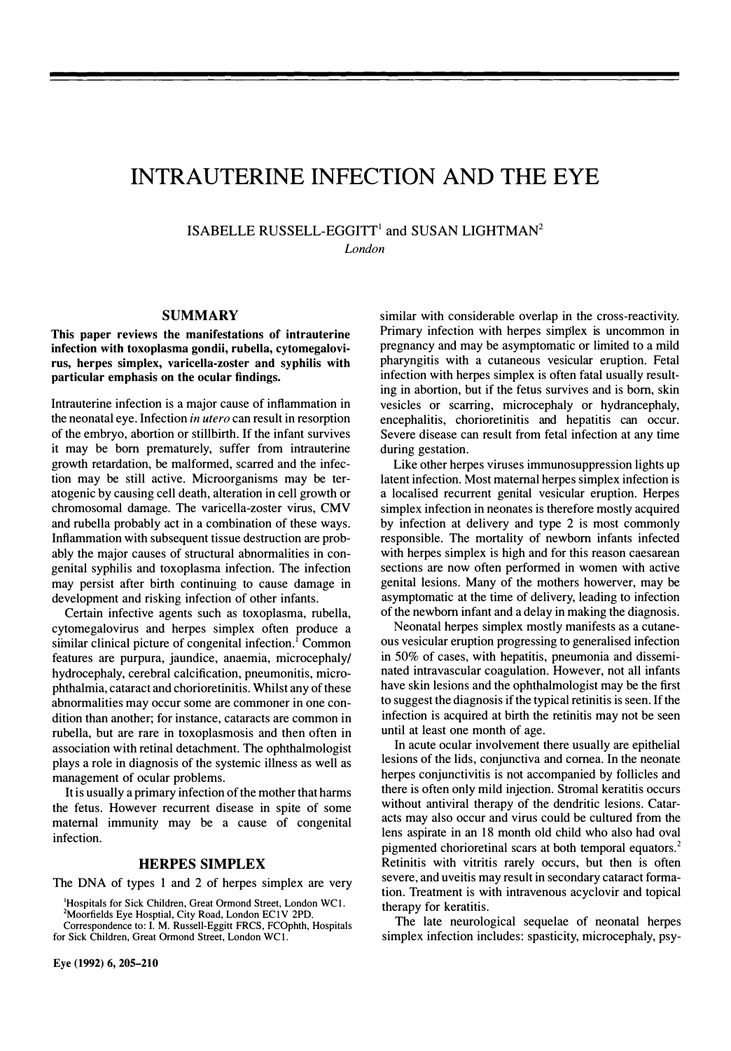# INTRAUTERINE INFECTION AND THE EYE

ISABELLE RUSSELL-EGGITT[1] and SUSAN LIGHTMAN[2]

*London*

## SUMMARY

**This paper reviews the manifestations of intrauterine infection with toxoplasma gondii, rubella, cytomegalovirus, herpes simplex, varicella-zoster and syphilis with particular emphasis on the ocular findings.**

Intrauterine infection is a major cause of inflammation in the neonatal eye. Infection *in utero* can result in resorption of the embryo, abortion or stillbirth. If the infant survives it may be born prematurely, suffer from intrauterine growth retardation, be malformed, scarred and the infection may be still active. Microorganisms may be teratogenic by causing cell death, alteration in cell growth or chromosomal damage. The varicella-zoster virus, CMV and rubella probably act in a combination of these ways. Inflammation with subsequent tissue destruction are probably the major causes of structural abnormalities in congenital syphilis and toxoplasma infection. The infection may persist after birth continuing to cause damage in development and risking infection of other infants.

Certain infective agents such as toxoplasma, rubella, cytomegalovirus and herpes simplex often produce a similar clinical picture of congenital infection.[1] Common features are purpura, jaundice, anaemia, microcephaly/hydrocephaly, cerebral calcification, pneumonitis, microphthalmia, cataract and chorioretinitis. Whilst any of these abnormalities may occur some are commoner in one condition than another; for instance, cataracts are common in rubella, but are rare in toxoplasmosis and then often in association with retinal detachment. The ophthalmologist plays a role in diagnosis of the systemic illness as well as management of ocular problems.

It is usually a primary infection of the mother that harms the fetus. However recurrent disease in spite of some maternal immunity may be a cause of congenital infection.

## HERPES SIMPLEX

The DNA of types 1 and 2 of herpes simplex are very similar with considerable overlap in the cross-reactivity. Primary infection with herpes simplex is uncommon in pregnancy and may be asymptomatic or limited to a mild pharyngitis with a cutaneous vesicular eruption. Fetal infection with herpes simplex is often fatal usually resulting in abortion, but if the fetus survives and is born, skin vesicles or scarring, microcephaly or hydrancephaly, encephalitis, chorioretinitis and hepatitis can occur. Severe disease can result from fetal infection at any time during gestation.

Like other herpes viruses immunosuppression lights up latent infection. Most maternal herpes simplex infection is a localised recurrent genital vesicular eruption. Herpes simplex infection in neonates is therefore mostly acquired by infection at delivery and type 2 is most commonly responsible. The mortality of newborn infants infected with herpes simplex is high and for this reason caesarean sections are now often performed in women with active genital lesions. Many of the mothers however, may be asymptomatic at the time of delivery, leading to infection of the newborn infant and a delay in making the diagnosis.

Neonatal herpes simplex mostly manifests as a cutaneous vesicular eruption progressing to generalised infection in 50% of cases, with hepatitis, pneumonia and disseminated intravascular coagulation. However, not all infants have skin lesions and the ophthalmologist may be the first to suggest the diagnosis if the typical retinitis is seen. If the infection is acquired at birth the retinitis may not be seen until at least one month of age.

In acute ocular involvement there usually are epithelial lesions of the lids, conjunctiva and cornea. In the neonate herpes conjunctivitis is not accompanied by follicles and there is often only mild injection. Stromal keratitis occurs without antiviral therapy of the dendritic lesions. Cataracts may also occur and virus could be cultured from the lens aspirate in an 18 month old child who also had oval pigmented chorioretinal scars at both temporal equators.[2] Retinitis with vitritis rarely occurs, but then is often severe, and uveitis may result in secondary cataract formation. Treatment is with intravenous acyclovir and topical therapy for keratitis.

The late neurological sequelae of neonatal herpes simplex infection includes: spasticity, microcephaly, psy-

[1]Hospitals for Sick Children, Great Ormond Street, London WC1.
[2]Moorfields Eye Hosptial, City Road, London EC1V 2PD.
Correspondence to: I. M. Russell-Eggitt FRCS, FCOphth, Hospitals for Sick Children, Great Ormond Street, London WC1.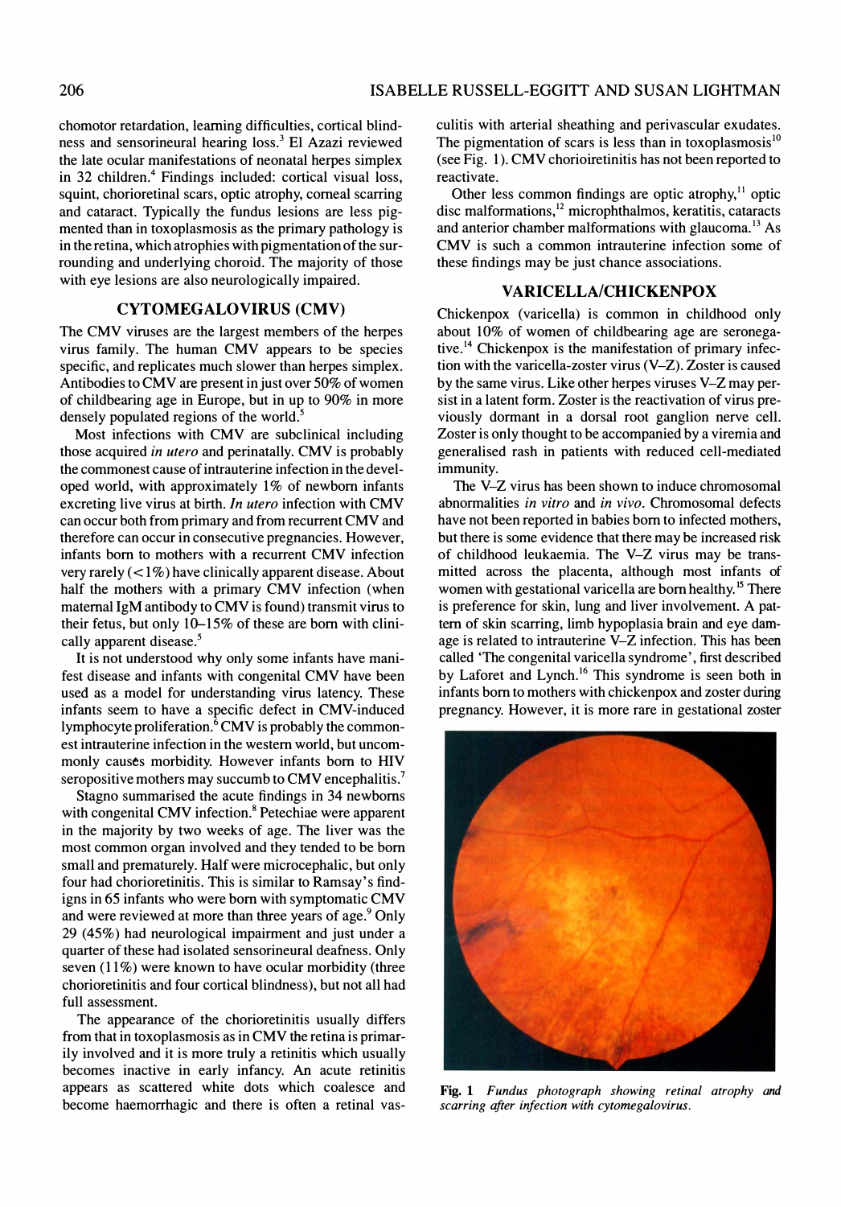chomotor retardation, learning difficulties, cortical blindness and sensorineural hearing loss.[3] El Azazi reviewed the late ocular manifestations of neonatal herpes simplex in 32 children.[4] Findings included: cortical visual loss, squint, chorioretinal scars, optic atrophy, corneal scarring and cataract. Typically the fundus lesions are less pigmented than in toxoplasmosis as the primary pathology is in the retina, which atrophies with pigmentation of the surrounding and underlying choroid. The majority of those with eye lesions are also neurologically impaired.

## CYTOMEGALOVIRUS (CMV)

The CMV viruses are the largest members of the herpes virus family. The human CMV appears to be species specific, and replicates much slower than herpes simplex. Antibodies to CMV are present in just over 50% of women of childbearing age in Europe, but in up to 90% in more densely populated regions of the world.[5]

Most infections with CMV are subclinical including those acquired *in utero* and perinatally. CMV is probably the commonest cause of intrauterine infection in the developed world, with approximately 1% of newborn infants excreting live virus at birth. *In utero* infection with CMV can occur both from primary and from recurrent CMV and therefore can occur in consecutive pregnancies. However, infants born to mothers with a recurrent CMV infection very rarely (<1%) have clinically apparent disease. About half the mothers with a primary CMV infection (when maternal IgM antibody to CMV is found) transmit virus to their fetus, but only 10–15% of these are born with clinically apparent disease.[5]

It is not understood why only some infants have manifest disease and infants with congenital CMV have been used as a model for understanding virus latency. These infants seem to have a specific defect in CMV-induced lymphocyte proliferation.[6] CMV is probably the commonest intrauterine infection in the western world, but uncommonly causes morbidity. However infants born to HIV seropositive mothers may succumb to CMV encephalitis.[7]

Stagno summarised the acute findings in 34 newborns with congenital CMV infection.[8] Petechiae were apparent in the majority by two weeks of age. The liver was the most common organ involved and they tended to be born small and prematurely. Half were microcephalic, but only four had chorioretinitis. This is similar to Ramsay's findigns in 65 infants who were born with symptomatic CMV and were reviewed at more than three years of age.[9] Only 29 (45%) had neurological impairment and just under a quarter of these had isolated sensorineural deafness. Only seven (11%) were known to have ocular morbidity (three chorioretinitis and four cortical blindness), but not all had full assessment.

The appearance of the chorioretinitis usually differs from that in toxoplasmosis as in CMV the retina is primarily involved and it is more truly a retinitis which usually becomes inactive in early infancy. An acute retinitis appears as scattered white dots which coalesce and become haemorrhagic and there is often a retinal vasculitis with arterial sheathing and perivascular exudates. The pigmentation of scars is less than in toxoplasmosis[10] (see Fig. 1). CMV chorioretinitis has not been reported to reactivate.

Other less common findings are optic atrophy,[11] optic disc malformations,[12] microphthalmos, keratitis, cataracts and anterior chamber malformations with glaucoma.[13] As CMV is such a common intrauterine infection some of these findings may be just chance associations.

**Fig. 1** *Fundus photograph showing retinal atrophy and scarring after infection with cytomegalovirus.*

## VARICELLA/CHICKENPOX

Chickenpox (varicella) is common in childhood only about 10% of women of childbearing age are seronegative.[14] Chickenpox is the manifestation of primary infection with the varicella-zoster virus (V–Z). Zoster is caused by the same virus. Like other herpes viruses V–Z may persist in a latent form. Zoster is the reactivation of virus previously dormant in a dorsal root ganglion nerve cell. Zoster is only thought to be accompanied by a viremia and generalised rash in patients with reduced cell-mediated immunity.

The V–Z virus has been shown to induce chromosomal abnormalities *in vitro* and *in vivo*. Chromosomal defects have not been reported in babies born to infected mothers, but there is some evidence that there may be increased risk of childhood leukaemia. The V–Z virus may be transmitted across the placenta, although most infants of women with gestational varicella are born healthy.[15] There is preference for skin, lung and liver involvement. A pattern of skin scarring, limb hypoplasia brain and eye damage is related to intrauterine V–Z infection. This has been called 'The congenital varicella syndrome', first described by Laforet and Lynch.[16] This syndrome is seen both in infants born to mothers with chickenpox and zoster during pregnancy. However, it is more rare in gestational zoster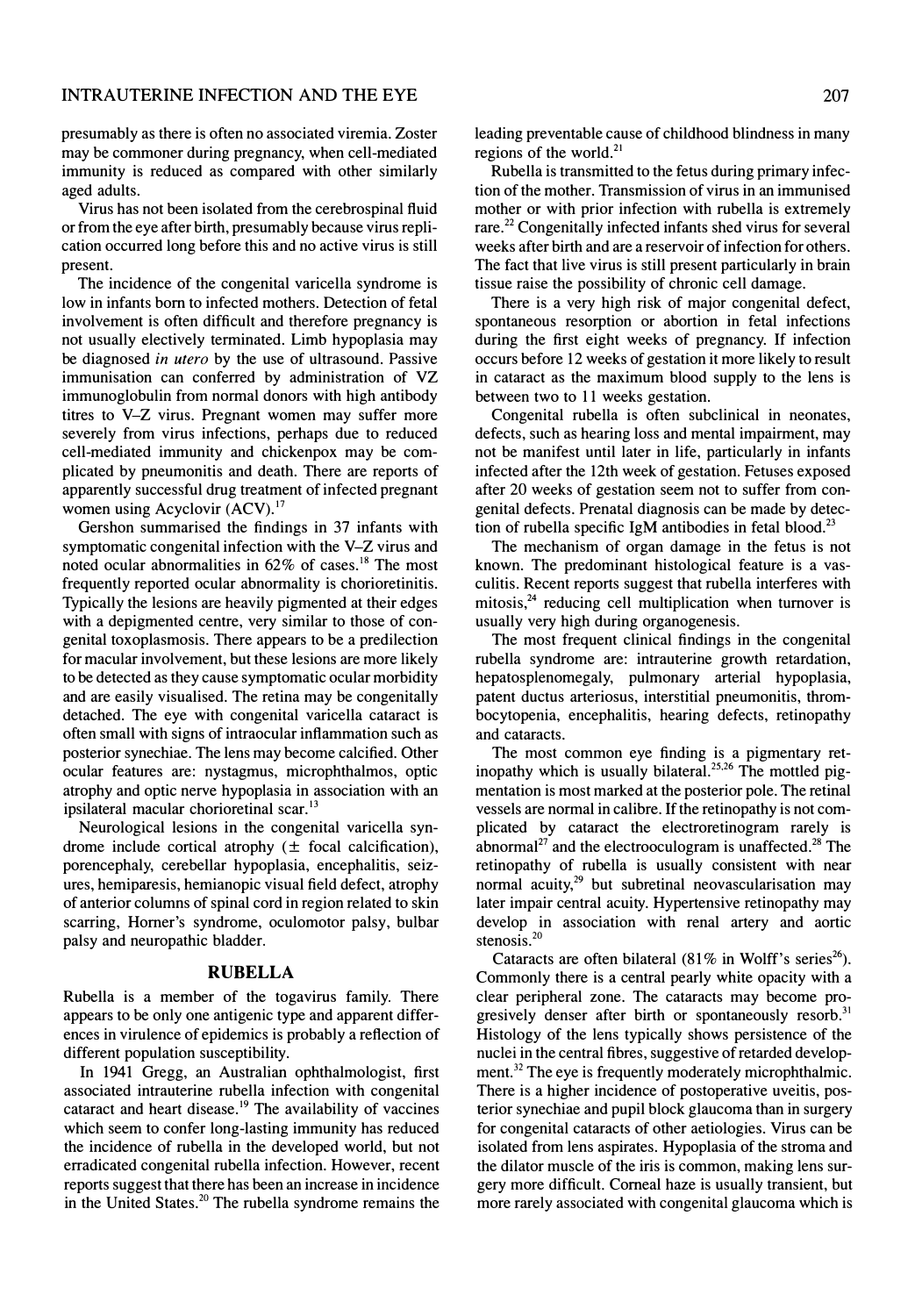presumably as there is often no associated viremia. Zoster may be commoner during pregnancy, when cell-mediated immunity is reduced as compared with other similarly aged adults.

Virus has not been isolated from the cerebrospinal fluid or from the eye after birth, presumably because virus replication occurred long before this and no active virus is still present.

The incidence of the congenital varicella syndrome is low in infants born to infected mothers. Detection of fetal involvement is often difficult and therefore pregnancy is not usually electively terminated. Limb hypoplasia may be diagnosed *in utero* by the use of ultrasound. Passive immunisation can conferred by administration of VZ immunoglobulin from normal donors with high antibody titres to V–Z virus. Pregnant women may suffer more severely from virus infections, perhaps due to reduced cell-mediated immunity and chickenpox may be complicated by pneumonitis and death. There are reports of apparently successful drug treatment of infected pregnant women using Acyclovir (ACV).[17]

Gershon summarised the findings in 37 infants with symptomatic congenital infection with the V–Z virus and noted ocular abnormalities in 62% of cases.[18] The most frequently reported ocular abnormality is chorioretinitis. Typically the lesions are heavily pigmented at their edges with a depigmented centre, very similar to those of congenital toxoplasmosis. There appears to be a predilection for macular involvement, but these lesions are more likely to be detected as they cause symptomatic ocular morbidity and are easily visualised. The retina may be congenitally detached. The eye with congenital varicella cataract is often small with signs of intraocular inflammation such as posterior synechiae. The lens may become calcified. Other ocular features are: nystagmus, microphthalmos, optic atrophy and optic nerve hypoplasia in association with an ipsilateral macular chorioretinal scar.[13]

Neurological lesions in the congenital varicella syndrome include cortical atrophy (± focal calcification), porencephaly, cerebellar hypoplasia, encephalitis, seizures, hemiparesis, hemianopic visual field defect, atrophy of anterior columns of spinal cord in region related to skin scarring, Horner's syndrome, oculomotor palsy, bulbar palsy and neuropathic bladder.

## RUBELLA

Rubella is a member of the togavirus family. There appears to be only one antigenic type and apparent differences in virulence of epidemics is probably a reflection of different population susceptibility.

In 1941 Gregg, an Australian ophthalmologist, first associated intrauterine rubella infection with congenital cataract and heart disease.[19] The availability of vaccines which seem to confer long-lasting immunity has reduced the incidence of rubella in the developed world, but not erradicated congenital rubella infection. However, recent reports suggest that there has been an increase in incidence in the United States.[20] The rubella syndrome remains the leading preventable cause of childhood blindness in many regions of the world.[21]

Rubella is transmitted to the fetus during primary infection of the mother. Transmission of virus in an immunised mother or with prior infection with rubella is extremely rare.[22] Congenitally infected infants shed virus for several weeks after birth and are a reservoir of infection for others. The fact that live virus is still present particularly in brain tissue raise the possibility of chronic cell damage.

There is a very high risk of major congenital defect, spontaneous resorption or abortion in fetal infections during the first eight weeks of pregnancy. If infection occurs before 12 weeks of gestation it more likely to result in cataract as the maximum blood supply to the lens is between two to 11 weeks gestation.

Congenital rubella is often subclinical in neonates, defects, such as hearing loss and mental impairment, may not be manifest until later in life, particularly in infants infected after the 12th week of gestation. Fetuses exposed after 20 weeks of gestation seem not to suffer from congenital defects. Prenatal diagnosis can be made by detection of rubella specific IgM antibodies in fetal blood.[23]

The mechanism of organ damage in the fetus is not known. The predominant histological feature is a vasculitis. Recent reports suggest that rubella interferes with mitosis,[24] reducing cell multiplication when turnover is usually very high during organogenesis.

The most frequent clinical findings in the congenital rubella syndrome are: intrauterine growth retardation, hepatosplenomegaly, pulmonary arterial hypoplasia, patent ductus arteriosus, interstitial pneumonitis, thrombocytopenia, encephalitis, hearing defects, retinopathy and cataracts.

The most common eye finding is a pigmentary retinopathy which is usually bilateral.[25,26] The mottled pigmentation is most marked at the posterior pole. The retinal vessels are normal in calibre. If the retinopathy is not complicated by cataract the electroretinogram rarely is abnormal[27] and the electrooculogram is unaffected.[28] The retinopathy of rubella is usually consistent with near normal acuity,[29] but subretinal neovascularisation may later impair central acuity. Hypertensive retinopathy may develop in association with renal artery and aortic stenosis.[20]

Cataracts are often bilateral (81% in Wolff's series[26]). Commonly there is a central pearly white opacity with a clear peripheral zone. The cataracts may become progresively denser after birth or spontaneously resorb.[31] Histology of the lens typically shows persistence of the nuclei in the central fibres, suggestive of retarded development.[32] The eye is frequently moderately microphthalmic. There is a higher incidence of postoperative uveitis, posterior synechiae and pupil block glaucoma than in surgery for congenital cataracts of other aetiologies. Virus can be isolated from lens aspirates. Hypoplasia of the stroma and the dilator muscle of the iris is common, making lens surgery more difficult. Corneal haze is usually transient, but more rarely associated with congenital glaucoma which is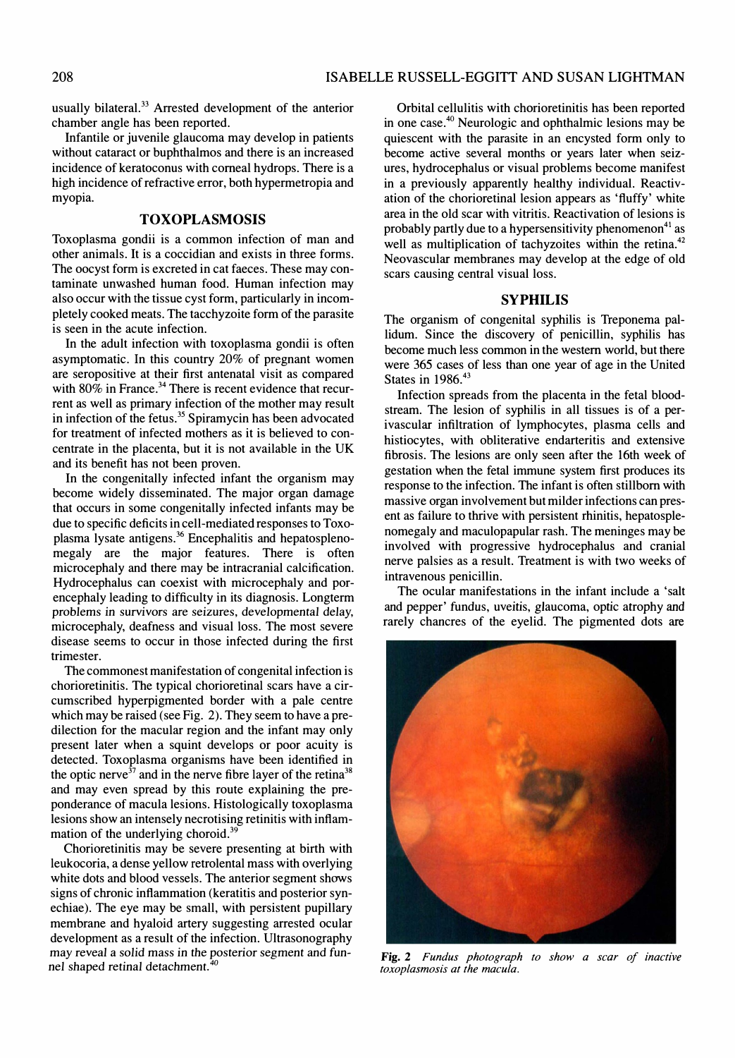usually bilateral.[33] Arrested development of the anterior chamber angle has been reported.

Infantile or juvenile glaucoma may develop in patients without cataract or buphthalmos and there is an increased incidence of keratoconus with corneal hydrops. There is a high incidence of refractive error, both hypermetropia and myopia.

## TOXOPLASMOSIS

Toxoplasma gondii is a common infection of man and other animals. It is a coccidian and exists in three forms. The oocyst form is excreted in cat faeces. These may contaminate unwashed human food. Human infection may also occur with the tissue cyst form, particularly in incompletely cooked meats. The tacchyzoite form of the parasite is seen in the acute infection.

In the adult infection with toxoplasma gondii is often asymptomatic. In this country 20% of pregnant women are seropositive at their first antenatal visit as compared with 80% in France.[34] There is recent evidence that recurrent as well as primary infection of the mother may result in infection of the fetus.[35] Spiramycin has been advocated for treatment of infected mothers as it is believed to concentrate in the placenta, but it is not available in the UK and its benefit has not been proven.

In the congenitally infected infant the organism may become widely disseminated. The major organ damage that occurs in some congenitally infected infants may be due to specific deficits in cell-mediated responses to Toxoplasma lysate antigens.[36] Encephalitis and hepatosplenomegaly are the major features. There is often microcephaly and there may be intracranial calcification. Hydrocephalus can coexist with microcephaly and porencephaly leading to difficulty in its diagnosis. Longterm problems in survivors are seizures, developmental delay, microcephaly, deafness and visual loss. The most severe disease seems to occur in those infected during the first trimester.

The commonest manifestation of congenital infection is chorioretinitis. The typical chorioretinal scars have a circumscribed hyperpigmented border with a pale centre which may be raised (see Fig. 2). They seem to have a predilection for the macular region and the infant may only present later when a squint develops or poor acuity is detected. Toxoplasma organisms have been identified in the optic nerve[37] and in the nerve fibre layer of the retina[38] and may even spread by this route explaining the preponderance of macula lesions. Histologically toxoplasma lesions show an intensely necrotising retinitis with inflammation of the underlying choroid.[39]

Chorioretinitis may be severe presenting at birth with leukocoria, a dense yellow retrolental mass with overlying white dots and blood vessels. The anterior segment shows signs of chronic inflammation (keratitis and posterior synechiae). The eye may be small, with persistent pupillary membrane and hyaloid artery suggesting arrested ocular development as a result of the infection. Ultrasonography may reveal a solid mass in the posterior segment and funnel shaped retinal detachment.[40]

Orbital cellulitis with chorioretinitis has been reported in one case.[40] Neurologic and ophthalmic lesions may be quiescent with the parasite in an encysted form only to become active several months or years later when seizures, hydrocephalus or visual problems become manifest in a previously apparently healthy individual. Reactivation of the chorioretinal lesion appears as 'fluffy' white area in the old scar with vitritis. Reactivation of lesions is probably partly due to a hypersensitivity phenomenon[41] as well as multiplication of tachyzoites within the retina.[42] Neovascular membranes may develop at the edge of old scars causing central visual loss.

## SYPHILIS

The organism of congenital syphilis is Treponema pallidum. Since the discovery of penicillin, syphilis has become much less common in the western world, but there were 365 cases of less than one year of age in the United States in 1986.[43]

Infection spreads from the placenta in the fetal bloodstream. The lesion of syphilis in all tissues is of a perivascular infiltration of lymphocytes, plasma cells and histiocytes, with obliterative endarteritis and extensive fibrosis. The lesions are only seen after the 16th week of gestation when the fetal immune system first produces its response to the infection. The infant is often stillborn with massive organ involvement but milder infections can present as failure to thrive with persistent rhinitis, hepatosplenomegaly and maculopapular rash. The meninges may be involved with progressive hydrocephalus and cranial nerve palsies as a result. Treatment is with two weeks of intravenous penicillin.

The ocular manifestations in the infant include a 'salt and pepper' fundus, uveitis, glaucoma, optic atrophy and rarely chancres of the eyelid. The pigmented dots are

**Fig. 2** *Fundus photograph to show a scar of inactive toxoplasmosis at the macula.*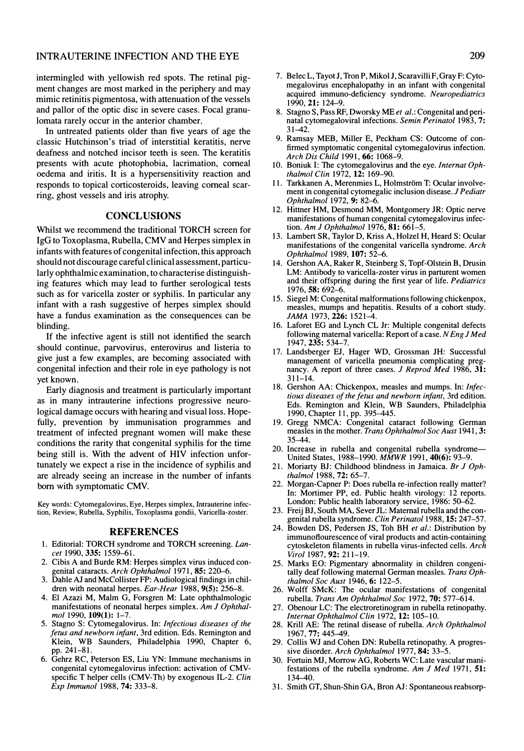intermingled with yellowish red spots. The retinal pigment changes are most marked in the periphery and may mimic retinitis pigmentosa, with attenuation of the vessels and pallor of the optic disc in severe cases. Focal granulomata rarely occur in the anterior chamber.

In untreated patients older than five years of age the classic Hutchinson's triad of interstitial keratitis, nerve deafness and notched incisor teeth is seen. The keratitis presents with acute photophobia, lacrimation, corneal oedema and iritis. It is a hypersensitivity reaction and responds to topical corticosteroids, leaving corneal scarring, ghost vessels and iris atrophy.

## CONCLUSIONS

Whilst we recommend the traditional TORCH screen for IgG to Toxoplasma, Rubella, CMV and Herpes simplex in infants with features of congenital infection, this approach should not discourage careful clinical assessment, particularly ophthalmic examination, to characterise distinguishing features which may lead to further serological tests such as for varicella zoster or syphilis. In particular any infant with a rash suggestive of herpes simplex should have a fundus examination as the consequences can be blinding.

If the infective agent is still not identified the search should continue, parvovirus, enterovirus and listeria to give just a few examples, are becoming associated with congenital infection and their role in eye pathology is not yet known.

Early diagnosis and treatment is particularly important as in many intrauterine infections progressive neurological damage occurs with hearing and visual loss. Hopefully, prevention by immunisation programmes and treatment of infected pregnant women will make these conditions the rarity that congenital syphilis for the time being still is. With the advent of HIV infection unfortunately we expect a rise in the incidence of syphilis and are already seeing an increase in the number of infants born with symptomatic CMV.

Key words: Cytomegalovirus, Eye, Herpes simplex, Intrauterine infection, Review, Rubella, Syphilis, Toxoplasma gondii, Varicella-zoster.

## REFERENCES

1. Editorial: TORCH syndrome and TORCH screening. *Lancet* 1990, **335:** 1559–61.
2. Cibis A and Burde RM: Herpes simplex virus induced congenital cataracts. *Arch Ophthalmol* 1971, **85:** 220–6.
3. Dahle AJ and McCollister FP: Audiological findings in children with neonatal herpes. *Ear-Hear* 1988, **9(5):** 256–8.
4. El Azazi M, Malm G, Forsgren M: Late ophthalmologic manifestations of neonatal herpes simplex. *Am J Ophthalmol* 1990, **109(1):** 1–7.
5. Stagno S: Cytomegalovirus. In: *Infectious diseases of the fetus and newborn infant*, 3rd edition. Eds. Remington and Klein, WB Saunders, Philadelphia 1990, Chapter 6, pp. 241–81.
6. Gehrz RC, Peterson ES, Liu YN: Immune mechanisms in congenital cytomegalovirus infection: activation of CMV-specific T helper cells (CMV-Th) by exogenous IL-2. *Clin Exp Immunol* 1988, **74:** 333–8.
7. Belec L, Tayot J, Tron P, Mikol J, Scaravilli F, Gray F: Cytomegalovirus encephalopathy in an infant with congenital acquired immuno-deficiency syndrome. *Neuropediatrics* 1990, **21:** 124–9.
8. Stagno S, Pass RF, Dworsky ME *et al.*: Congenital and perinatal cytomegaloviral infections. *Semin Perinatol* 1983, **7:** 31–42.
9. Ramsay MEB, Miller E, Peckham CS: Outcome of confirmed symptomatic congenital cytomegalovirus infection. *Arch Dis Child* 1991, **66:** 1068–9.
10. Boniuk I: The cytomegalovirus and the eye. *Internat Ophthalmol Clin* 1972, **12:** 169–90.
11. Tarkkanen A, Merenmies L, Holmström T: Ocular involvement in congenital cytomegalic inclusion disease. *J Pediatr Ophthalmol* 1972, **9:** 82–6.
12. Hittner HM, Desmond MM, Montgomery JR: Optic nerve manifestations of human congenital cytomegalovirus infection. *Am J Ophthalmol* 1976, **81:** 661–5.
13. Lambert SR, Taylor D, Kriss A, Holzel H, Heard S: Ocular manifestations of the congenital varicella syndrome. *Arch Ophthalmol* 1989, **107:** 52–6.
14. Gershon AA, Raker R, Steinberg S, Topf-Olstein B, Drusin LM: Antibody to varicella-zoster virus in parturient women and their offspring during the first year of life. *Pediatrics* 1976, **58:** 692–6.
15. Siegel M: Congenital malformations following chickenpox, measles, mumps and hepatitis. Results of a cohort study. *JAMA* 1973, **226:** 1521–4.
16. Laforet EG and Lynch CL Jr: Multiple congenital defects following maternal varicella: Report of a case. *N Eng J Med* 1947, **235:** 534–7.
17. Landsberger EJ, Hager WD, Grossman JH: Successful management of varicella pneumonia complicating pregnancy. A report of three cases. *J Reprod Med* 1986, **31:** 311–14.
18. Gershon AA: Chickenpox, measles and mumps. In: *Infectious diseases of the fetus and newborn infant*, 3rd edition. Eds. Remington and Klein, WB Saunders, Philadelphia 1990, Chapter 11, pp. 395–445.
19. Gregg NMCA: Congenital cataract following German measles in the mother. *Trans Ophthalmol Soc Aust* 1941, **3:** 35–44.
20. Increase in rubella and congenital rubella syndrome—United States, 1988–1990. *MMWR* 1991, **40(6):** 93–9.
21. Moriarty BJ: Childhood blindness in Jamaica. *Br J Ophthalmol* 1988, **72:** 65–7.
22. Morgan-Capner P: Does rubella re-infection really matter? In: Mortimer PP, ed. Public health virology: 12 reports. London: Public health laboratory service, 1986: 50–62.
23. Freij BJ, South MA, Sever JL: Maternal rubella and the congenital rubella syndrome. *Clin Perinatol* 1988, **15:** 247–57.
24. Bowden DS, Pedersen JS, Toh BH *et al.*: Distribution by immunoflourescence of viral products and actin-containing cytoskeleton filaments in rubella virus-infected cells. *Arch Virol* 1987, **92:** 211–19.
25. Marks EO: Pigmentary abnormality in children congenitally deaf following maternal German measles. *Trans Ophthalmol Soc Aust* 1946, **6:** 122–5.
26. Wolff SMcK: The ocular manifestations of congenital rubella. *Trans Am Ophthalmol Soc* 1972, **70:** 577–614.
27. Obenour LC: The electroretinogram in rubella retinopathy. *Internat Ophthalmol Clin* 1972, **12:** 105–10.
28. Krill AE: The retinal disease of rubella. *Arch Ophthalmol* 1967, **77:** 445–49.
29. Collis WJ and Cohen DN: Rubella retinopathy. A progressive disorder. *Arch Ophthalmol* 1977, **84:** 33–5.
30. Fortuin MJ, Morrow AG, Roberts WC: Late vascular manifestations of the rubella syndrome. *Am J Med* 1971, **51:** 134–40.
31. Smith GT, Shun-Shin GA, Bron AJ: Spontaneous reabsorp-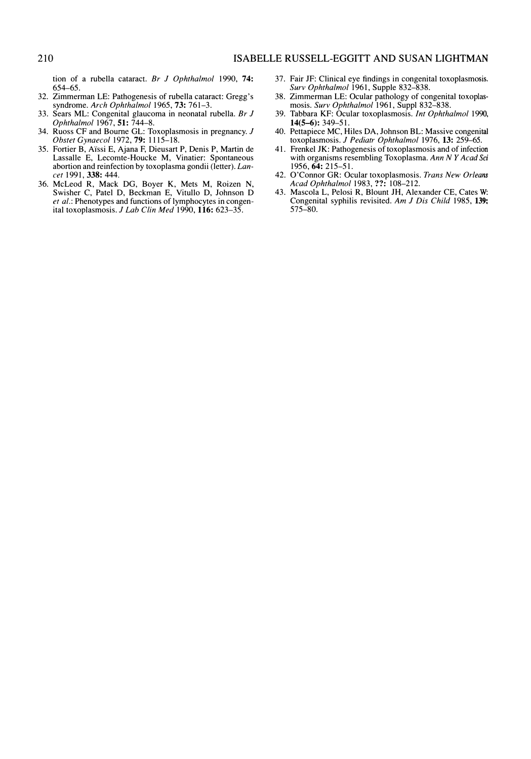tion of a rubella cataract. *Br J Ophthalmol* 1990, **74:** 654–65.

32. Zimmerman LE: Pathogenesis of rubella cataract: Gregg's syndrome. *Arch Ophthalmol* 1965, **73:** 761–3.
33. Sears ML: Congenital glaucoma in neonatal rubella. *Br J Ophthalmol* 1967, **51:** 744–8.
34. Ruoss CF and Bourne GL: Toxoplasmosis in pregnancy. *J Obstet Gynaecol* 1972, **79:** 1115–18.
35. Fortier B, Aïssi E, Ajana F, Dieusart P, Denis P, Martin de Lassalle E, Lecomte-Houcke M, Vinatier: Spontaneous abortion and reinfection by toxoplasma gondii (letter). *Lancet* 1991, **338:** 444.
36. McLeod R, Mack DG, Boyer K, Mets M, Roizen N, Swisher C, Patel D, Beckman E, Vitullo D, Johnson D *et al.*: Phenotypes and functions of lymphocytes in congenital toxoplasmosis. *J Lab Clin Med* 1990, **116:** 623–35.
37. Fair JF: Clinical eye findings in congenital toxoplasmosis. *Surv Ophthalmol* 1961, Supple 832–838.
38. Zimmerman LE: Ocular pathology of congenital toxoplasmosis. *Surv Ophthalmol* 1961, Suppl 832–838.
39. Tabbara KF: Ocular toxoplasmosis. *Int Ophthalmol* 1990, **14(5–6):** 349–51.
40. Pettapiece MC, Hiles DA, Johnson BL: Massive congenital toxoplasmosis. *J Pediatr Ophthalmol* 1976, **13:** 259–65.
41. Frenkel JK: Pathogenesis of toxoplasmosis and of infection with organisms resembling Toxoplasma. *Ann N Y Acad Sci* 1956, **64:** 215–51.
42. O'Connor GR: Ocular toxoplasmosis. *Trans New Orleans Acad Ophthalmol* 1983, **??:** 108–212.
43. Mascola L, Pelosi R, Blount JH, Alexander CE, Cates W: Congenital syphilis revisited. *Am J Dis Child* 1985, **139;** 575–80.